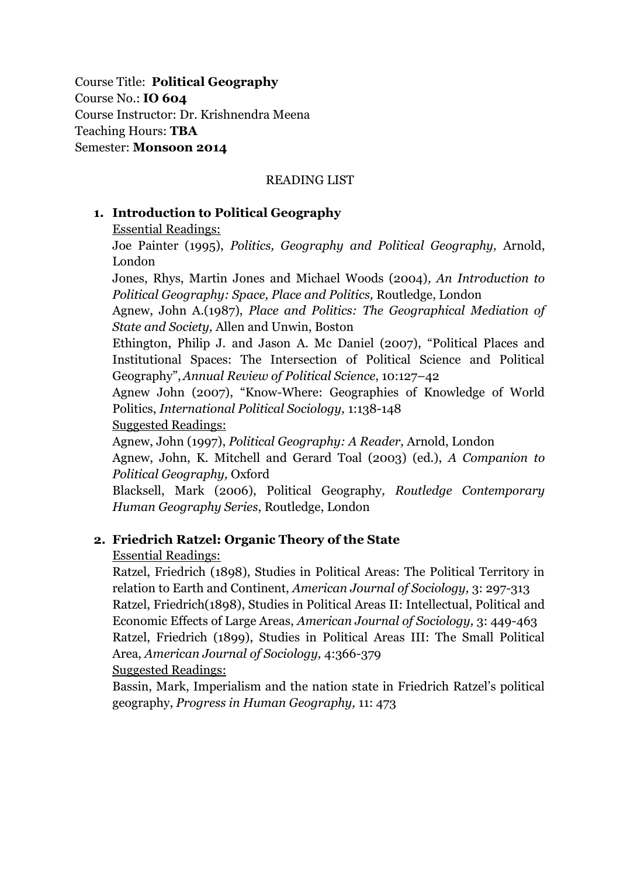Course Title: **Political Geography**
Course No.: **IO 604**
Course Instructor: Dr. Krishnendra Meena
Teaching Hours: **TBA**
Semester: **Monsoon 2014**

READING LIST

1. **Introduction to Political Geography**

   Essential Readings:

   Joe Painter (1995), *Politics, Geography and Political Geography,* Arnold, London

   Jones, Rhys, Martin Jones and Michael Woods (2004), *An Introduction to Political Geography: Space, Place and Politics,* Routledge, London

   Agnew, John A.(1987), *Place and Politics: The Geographical Mediation of State and Society,* Allen and Unwin, Boston

   Ethington, Philip J. and Jason A. Mc Daniel (2007), "Political Places and Institutional Spaces: The Intersection of Political Science and Political Geography", *Annual Review of Political Science*, 10:127–42

   Agnew John (2007), "Know-Where: Geographies of Knowledge of World Politics, *International Political Sociology,* 1:138-148

   Suggested Readings:

   Agnew, John (1997), *Political Geography: A Reader,* Arnold, London

   Agnew, John, K. Mitchell and Gerard Toal (2003) (ed.), *A Companion to Political Geography,* Oxford

   Blacksell, Mark (2006), Political Geography*, Routledge Contemporary Human Geography Series*, Routledge, London

2. **Friedrich Ratzel: Organic Theory of the State**

   Essential Readings:

   Ratzel, Friedrich (1898), Studies in Political Areas: The Political Territory in relation to Earth and Continent, *American Journal of Sociology,* 3: 297-313

   Ratzel, Friedrich(1898), Studies in Political Areas II: Intellectual, Political and Economic Effects of Large Areas, *American Journal of Sociology,* 3: 449-463

   Ratzel, Friedrich (1899), Studies in Political Areas III: The Small Political Area, *American Journal of Sociology,* 4:366-379

   Suggested Readings:

   Bassin, Mark, Imperialism and the nation state in Friedrich Ratzel's political geography, *Progress in Human Geography,* 11: 473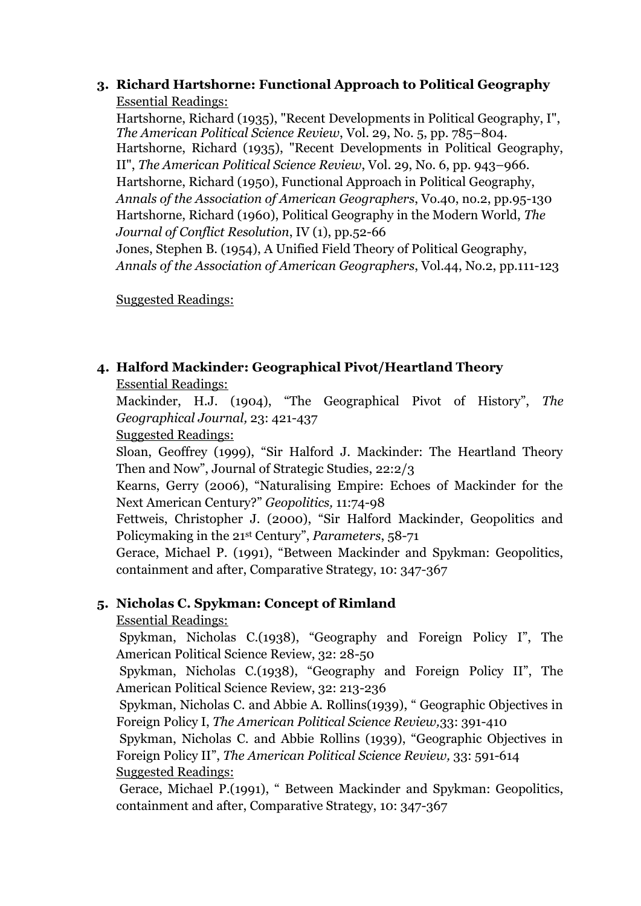### 3. Richard Hartshorne: Functional Approach to Political Geography

Essential Readings:

Hartshorne, Richard (1935), "Recent Developments in Political Geography, I", *The American Political Science Review*, Vol. 29, No. 5, pp. 785–804.

Hartshorne, Richard (1935), "Recent Developments in Political Geography, II", *The American Political Science Review*, Vol. 29, No. 6, pp. 943–966.

Hartshorne, Richard (1950), Functional Approach in Political Geography, *Annals of the Association of American Geographers*, Vo.40, no.2, pp.95-130

Hartshorne, Richard (1960), Political Geography in the Modern World, *The Journal of Conflict Resolution*, IV (1), pp.52-66

Jones, Stephen B. (1954), A Unified Field Theory of Political Geography, *Annals of the Association of American Geographers*, Vol.44, No.2, pp.111-123

Suggested Readings:

### 4. Halford Mackinder: Geographical Pivot/Heartland Theory

Essential Readings:

Mackinder, H.J. (1904), "The Geographical Pivot of History", *The Geographical Journal,* 23: 421-437

Suggested Readings:

Sloan, Geoffrey (1999), "Sir Halford J. Mackinder: The Heartland Theory Then and Now", Journal of Strategic Studies, 22:2/3

Kearns, Gerry (2006), "Naturalising Empire: Echoes of Mackinder for the Next American Century?" *Geopolitics,* 11:74-98

Fettweis, Christopher J. (2000), "Sir Halford Mackinder, Geopolitics and Policymaking in the 21st Century", *Parameters*, 58-71

Gerace, Michael P. (1991), "Between Mackinder and Spykman: Geopolitics, containment and after, Comparative Strategy, 10: 347-367

### 5. Nicholas C. Spykman: Concept of Rimland

Essential Readings:

Spykman, Nicholas C.(1938), "Geography and Foreign Policy I", The American Political Science Review, 32: 28-50

Spykman, Nicholas C.(1938), "Geography and Foreign Policy II", The American Political Science Review, 32: 213-236

Spykman, Nicholas C. and Abbie A. Rollins(1939), " Geographic Objectives in Foreign Policy I, *The American Political Science Review,*33: 391-410

Spykman, Nicholas C. and Abbie Rollins (1939), "Geographic Objectives in Foreign Policy II", *The American Political Science Review,* 33: 591-614

Suggested Readings:

Gerace, Michael P.(1991), " Between Mackinder and Spykman: Geopolitics, containment and after, Comparative Strategy, 10: 347-367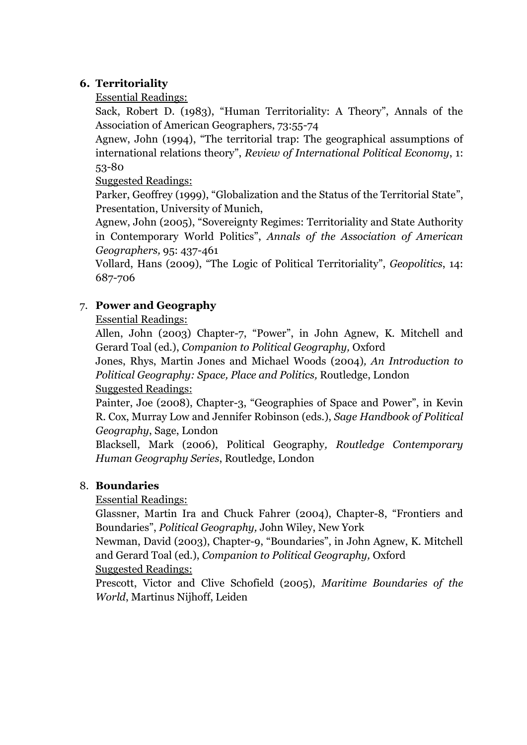## 6. Territoriality

Essential Readings:

Sack, Robert D. (1983), "Human Territoriality: A Theory", Annals of the Association of American Geographers, 73:55-74

Agnew, John (1994), "The territorial trap: The geographical assumptions of international relations theory", *Review of International Political Economy*, 1: 53-80

Suggested Readings:

Parker, Geoffrey (1999), "Globalization and the Status of the Territorial State", Presentation, University of Munich,

Agnew, John (2005), "Sovereignty Regimes: Territoriality and State Authority in Contemporary World Politics", *Annals of the Association of American Geographers,* 95: 437-461

Vollard, Hans (2009), "The Logic of Political Territoriality", *Geopolitics*, 14: 687-706

## 7. Power and Geography

Essential Readings:

Allen, John (2003) Chapter-7, "Power", in John Agnew, K. Mitchell and Gerard Toal (ed.), *Companion to Political Geography,* Oxford

Jones, Rhys, Martin Jones and Michael Woods (2004), *An Introduction to Political Geography: Space, Place and Politics,* Routledge, London

Suggested Readings:

Painter, Joe (2008), Chapter-3, "Geographies of Space and Power", in Kevin R. Cox, Murray Low and Jennifer Robinson (eds.), *Sage Handbook of Political Geography*, Sage, London

Blacksell, Mark (2006), Political Geography, *Routledge Contemporary Human Geography Series*, Routledge, London

## 8. Boundaries

Essential Readings:

Glassner, Martin Ira and Chuck Fahrer (2004), Chapter-8, "Frontiers and Boundaries", *Political Geography,* John Wiley, New York

Newman, David (2003), Chapter-9, "Boundaries", in John Agnew, K. Mitchell and Gerard Toal (ed.), *Companion to Political Geography,* Oxford

Suggested Readings:

Prescott, Victor and Clive Schofield (2005), *Maritime Boundaries of the World*, Martinus Nijhoff, Leiden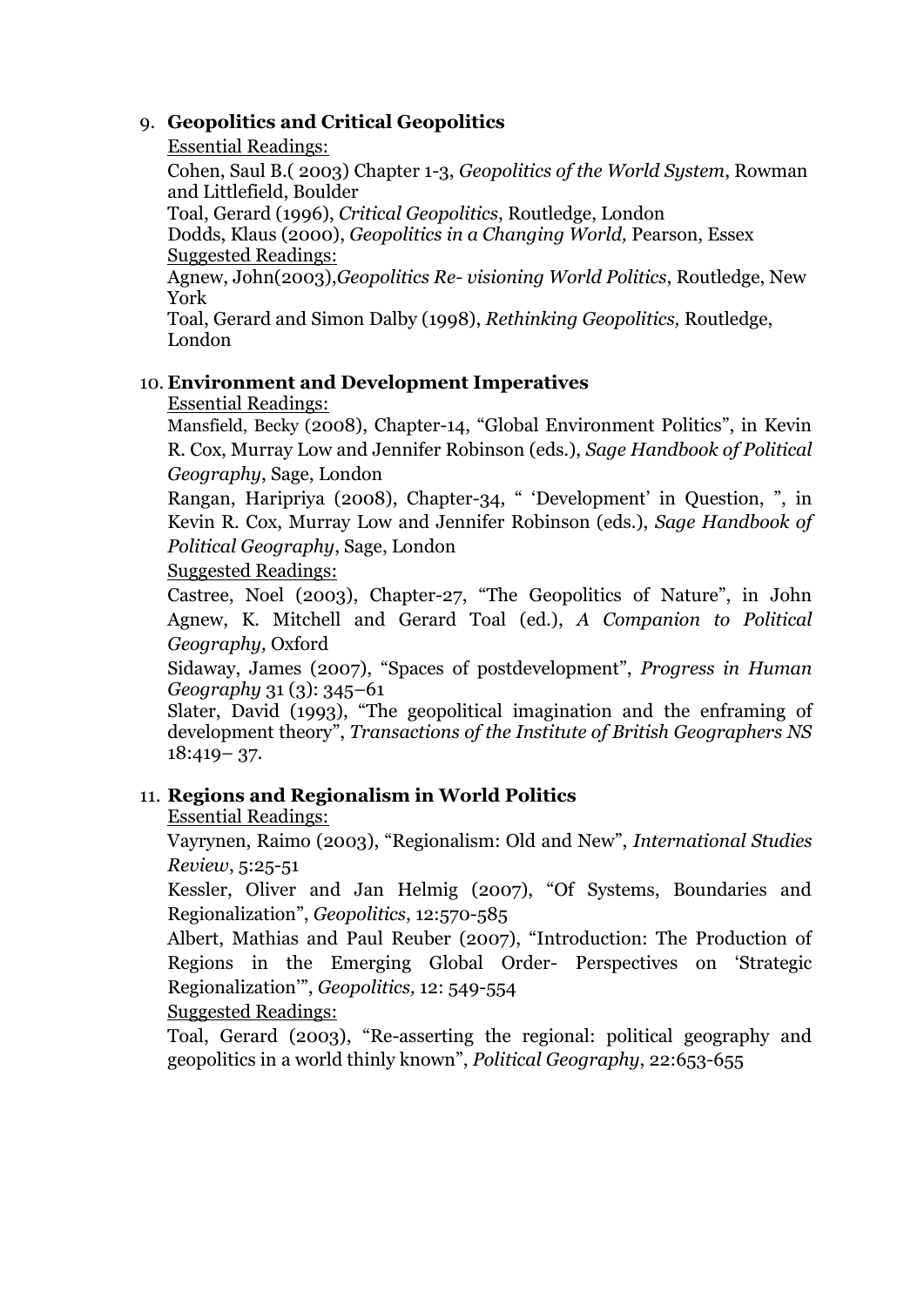9. **Geopolitics and Critical Geopolitics**

   Essential Readings:

   Cohen, Saul B.( 2003) Chapter 1-3, *Geopolitics of the World System*, Rowman and Littlefield, Boulder

   Toal, Gerard (1996), *Critical Geopolitics*, Routledge, London

   Dodds, Klaus (2000), *Geopolitics in a Changing World,* Pearson, Essex

   Suggested Readings:

   Agnew, John(2003),*Geopolitics Re- visioning World Politics*, Routledge, New York

   Toal, Gerard and Simon Dalby (1998), *Rethinking Geopolitics,* Routledge, London

10. **Environment and Development Imperatives**

    Essential Readings:

    Mansfield, Becky (2008), Chapter-14, "Global Environment Politics", in Kevin R. Cox, Murray Low and Jennifer Robinson (eds.), *Sage Handbook of Political Geography*, Sage, London

    Rangan, Haripriya (2008), Chapter-34, " 'Development' in Question, ", in Kevin R. Cox, Murray Low and Jennifer Robinson (eds.), *Sage Handbook of Political Geography*, Sage, London

    Suggested Readings:

    Castree, Noel (2003), Chapter-27, "The Geopolitics of Nature", in John Agnew, K. Mitchell and Gerard Toal (ed.), *A Companion to Political Geography,* Oxford

    Sidaway, James (2007), "Spaces of postdevelopment", *Progress in Human Geography* 31 (3): 345–61

    Slater, David (1993), "The geopolitical imagination and the enframing of development theory", *Transactions of the Institute of British Geographers NS* 18:419– 37.

11. **Regions and Regionalism in World Politics**

    Essential Readings:

    Vayrynen, Raimo (2003), "Regionalism: Old and New", *International Studies Review*, 5:25-51

    Kessler, Oliver and Jan Helmig (2007), "Of Systems, Boundaries and Regionalization", *Geopolitics*, 12:570-585

    Albert, Mathias and Paul Reuber (2007), "Introduction: The Production of Regions in the Emerging Global Order- Perspectives on 'Strategic Regionalization'", *Geopolitics,* 12: 549-554

    Suggested Readings:

    Toal, Gerard (2003), "Re-asserting the regional: political geography and geopolitics in a world thinly known", *Political Geography*, 22:653-655